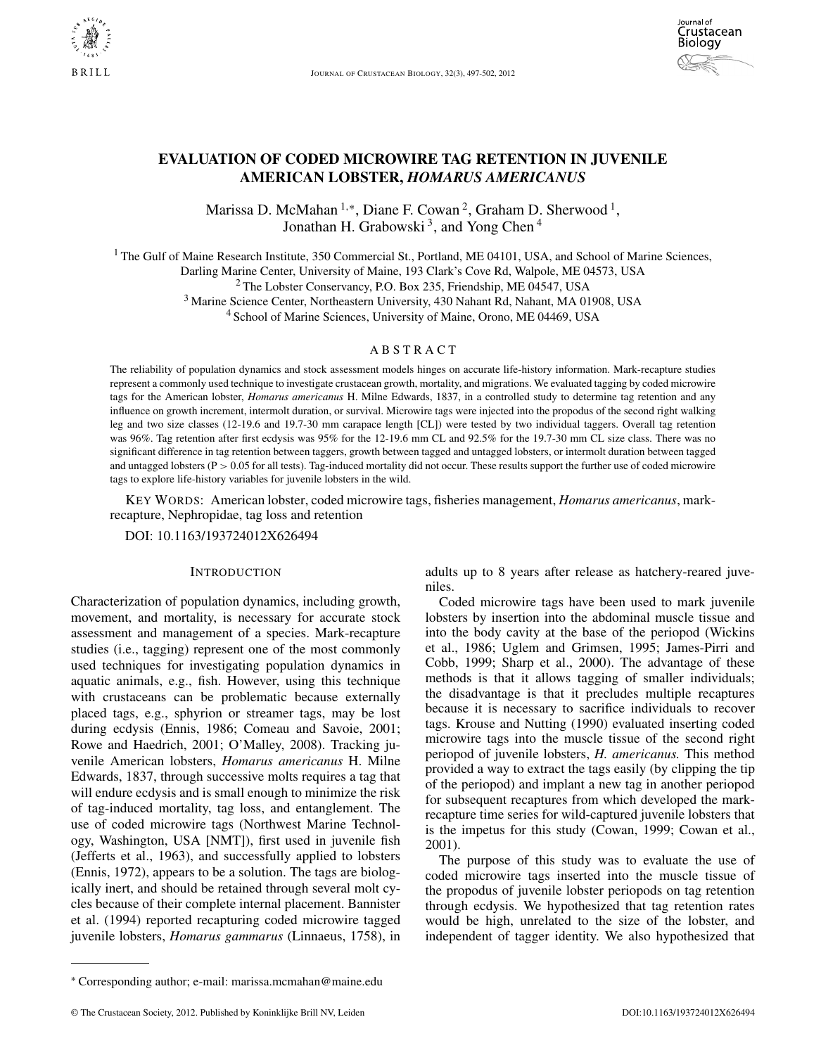# EVALUATION OF CODED MICROWIRE TAG RETENTION IN JUVENILE AMERICAN LOBSTER, *HOMARUS AMERICANUS*

Marissa D. McMahan [1,*], Diane F. Cowan [2], Graham D. Sherwood [1], Jonathan H. Grabowski [3], and Yong Chen [4]

[1] The Gulf of Maine Research Institute, 350 Commercial St., Portland, ME 04101, USA, and School of Marine Sciences, Darling Marine Center, University of Maine, 193 Clark's Cove Rd, Walpole, ME 04573, USA
[2] The Lobster Conservancy, P.O. Box 235, Friendship, ME 04547, USA
[3] Marine Science Center, Northeastern University, 430 Nahant Rd, Nahant, MA 01908, USA
[4] School of Marine Sciences, University of Maine, Orono, ME 04469, USA

## ABSTRACT

The reliability of population dynamics and stock assessment models hinges on accurate life-history information. Mark-recapture studies represent a commonly used technique to investigate crustacean growth, mortality, and migrations. We evaluated tagging by coded microwire tags for the American lobster, *Homarus americanus* H. Milne Edwards, 1837, in a controlled study to determine tag retention and any influence on growth increment, intermolt duration, or survival. Microwire tags were injected into the propodus of the second right walking leg and two size classes (12-19.6 and 19.7-30 mm carapace length [CL]) were tested by two individual taggers. Overall tag retention was 96%. Tag retention after first ecdysis was 95% for the 12-19.6 mm CL and 92.5% for the 19.7-30 mm CL size class. There was no significant difference in tag retention between taggers, growth between tagged and untagged lobsters, or intermolt duration between tagged and untagged lobsters ($P > 0.05$ for all tests). Tag-induced mortality did not occur. These results support the further use of coded microwire tags to explore life-history variables for juvenile lobsters in the wild.

KEY WORDS: American lobster, coded microwire tags, fisheries management, *Homarus americanus*, mark-recapture, Nephropidae, tag loss and retention

DOI: 10.1163/193724012X626494

## INTRODUCTION

Characterization of population dynamics, including growth, movement, and mortality, is necessary for accurate stock assessment and management of a species. Mark-recapture studies (i.e., tagging) represent one of the most commonly used techniques for investigating population dynamics in aquatic animals, e.g., fish. However, using this technique with crustaceans can be problematic because externally placed tags, e.g., sphyrion or streamer tags, may be lost during ecdysis (Ennis, 1986; Comeau and Savoie, 2001; Rowe and Haedrich, 2001; O'Malley, 2008). Tracking juvenile American lobsters, *Homarus americanus* H. Milne Edwards, 1837, through successive molts requires a tag that will endure ecdysis and is small enough to minimize the risk of tag-induced mortality, tag loss, and entanglement. The use of coded microwire tags (Northwest Marine Technology, Washington, USA [NMT]), first used in juvenile fish (Jefferts et al., 1963), and successfully applied to lobsters (Ennis, 1972), appears to be a solution. The tags are biologically inert, and should be retained through several molt cycles because of their complete internal placement. Bannister et al. (1994) reported recapturing coded microwire tagged juvenile lobsters, *Homarus gammarus* (Linnaeus, 1758), in adults up to 8 years after release as hatchery-reared juveniles.

Coded microwire tags have been used to mark juvenile lobsters by insertion into the abdominal muscle tissue and into the body cavity at the base of the periopod (Wickins et al., 1986; Uglem and Grimsen, 1995; James-Pirri and Cobb, 1999; Sharp et al., 2000). The advantage of these methods is that it allows tagging of smaller individuals; the disadvantage is that it precludes multiple recaptures because it is necessary to sacrifice individuals to recover tags. Krouse and Nutting (1990) evaluated inserting coded microwire tags into the muscle tissue of the second right periopod of juvenile lobsters, *H. americanus.* This method provided a way to extract the tags easily (by clipping the tip of the periopod) and implant a new tag in another periopod for subsequent recaptures from which developed the mark-recapture time series for wild-captured juvenile lobsters that is the impetus for this study (Cowan, 1999; Cowan et al., 2001).

The purpose of this study was to evaluate the use of coded microwire tags inserted into the muscle tissue of the propodus of juvenile lobster periopods on tag retention through ecdysis. We hypothesized that tag retention rates would be high, unrelated to the size of the lobster, and independent of tagger identity. We also hypothesized that

---

* Corresponding author; e-mail: marissa.mcmahan@maine.edu

© The Crustacean Society, 2012. Published by Koninklijke Brill NV, Leiden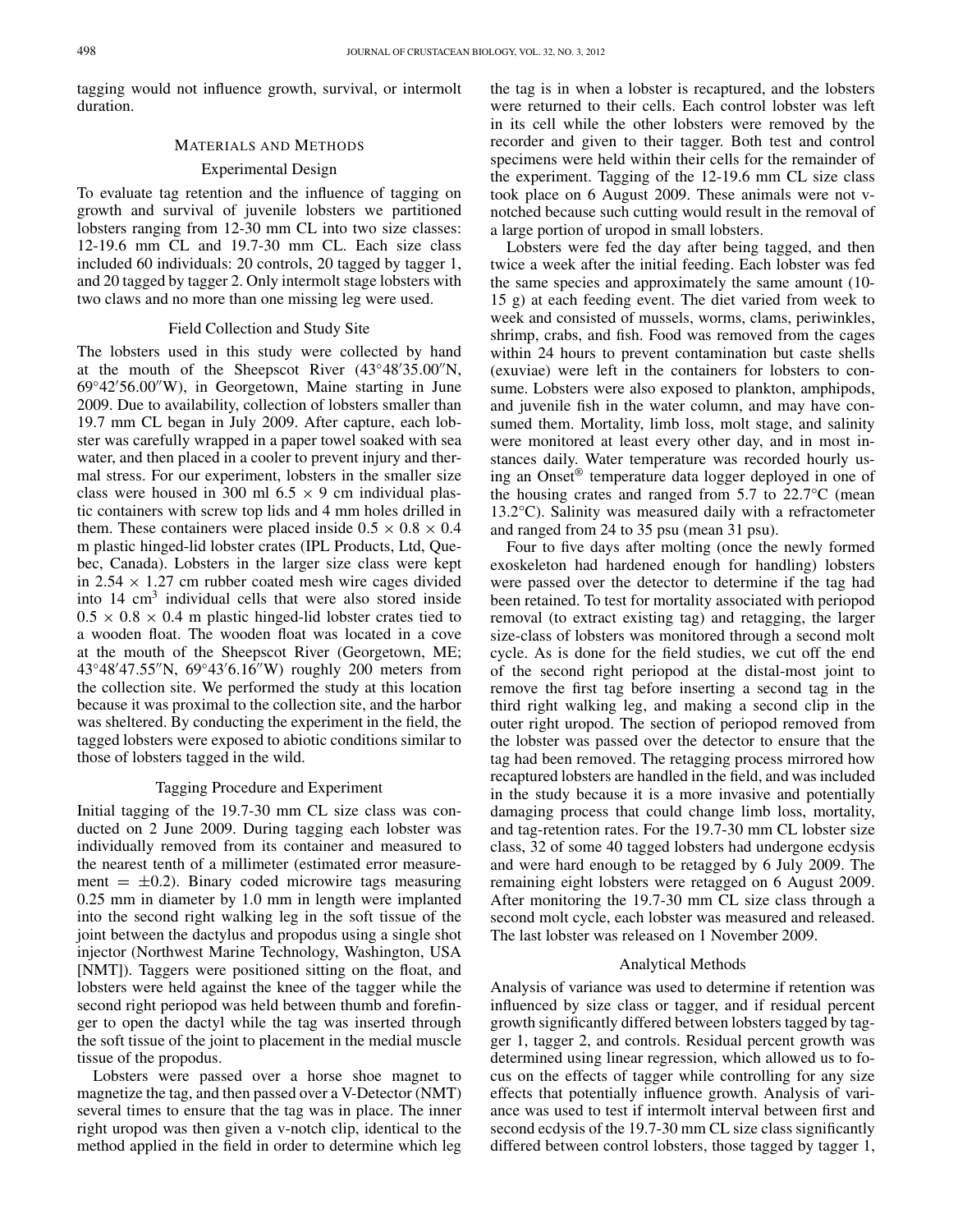tagging would not influence growth, survival, or intermolt duration.

## Materials and Methods

### Experimental Design

To evaluate tag retention and the influence of tagging on growth and survival of juvenile lobsters we partitioned lobsters ranging from 12-30 mm CL into two size classes: 12-19.6 mm CL and 19.7-30 mm CL. Each size class included 60 individuals: 20 controls, 20 tagged by tagger 1, and 20 tagged by tagger 2. Only intermolt stage lobsters with two claws and no more than one missing leg were used.

### Field Collection and Study Site

The lobsters used in this study were collected by hand at the mouth of the Sheepscot River (43°48′35.00″N, 69°42′56.00″W), in Georgetown, Maine starting in June 2009. Due to availability, collection of lobsters smaller than 19.7 mm CL began in July 2009. After capture, each lobster was carefully wrapped in a paper towel soaked with sea water, and then placed in a cooler to prevent injury and thermal stress. For our experiment, lobsters in the smaller size class were housed in 300 ml 6.5 × 9 cm individual plastic containers with screw top lids and 4 mm holes drilled in them. These containers were placed inside 0.5 × 0.8 × 0.4 m plastic hinged-lid lobster crates (IPL Products, Ltd, Quebec, Canada). Lobsters in the larger size class were kept in 2.54 × 1.27 cm rubber coated mesh wire cages divided into 14 cm$^3$ individual cells that were also stored inside 0.5 × 0.8 × 0.4 m plastic hinged-lid lobster crates tied to a wooden float. The wooden float was located in a cove at the mouth of the Sheepscot River (Georgetown, ME; 43°48′47.55″N, 69°43′6.16″W) roughly 200 meters from the collection site. We performed the study at this location because it was proximal to the collection site, and the harbor was sheltered. By conducting the experiment in the field, the tagged lobsters were exposed to abiotic conditions similar to those of lobsters tagged in the wild.

### Tagging Procedure and Experiment

Initial tagging of the 19.7-30 mm CL size class was conducted on 2 June 2009. During tagging each lobster was individually removed from its container and measured to the nearest tenth of a millimeter (estimated error measurement = ±0.2). Binary coded microwire tags measuring 0.25 mm in diameter by 1.0 mm in length were implanted into the second right walking leg in the soft tissue of the joint between the dactylus and propodus using a single shot injector (Northwest Marine Technology, Washington, USA [NMT]). Taggers were positioned sitting on the float, and lobsters were held against the knee of the tagger while the second right periopod was held between thumb and forefinger to open the dactyl while the tag was inserted through the soft tissue of the joint to placement in the medial muscle tissue of the propodus.

Lobsters were passed over a horse shoe magnet to magnetize the tag, and then passed over a V-Detector (NMT) several times to ensure that the tag was in place. The inner right uropod was then given a v-notch clip, identical to the method applied in the field in order to determine which leg the tag is in when a lobster is recaptured, and the lobsters were returned to their cells. Each control lobster was left in its cell while the other lobsters were removed by the recorder and given to their tagger. Both test and control specimens were held within their cells for the remainder of the experiment. Tagging of the 12-19.6 mm CL size class took place on 6 August 2009. These animals were not v-notched because such cutting would result in the removal of a large portion of uropod in small lobsters.

Lobsters were fed the day after being tagged, and then twice a week after the initial feeding. Each lobster was fed the same species and approximately the same amount (10-15 g) at each feeding event. The diet varied from week to week and consisted of mussels, worms, clams, periwinkles, shrimp, crabs, and fish. Food was removed from the cages within 24 hours to prevent contamination but caste shells (exuviae) were left in the containers for lobsters to consume. Lobsters were also exposed to plankton, amphipods, and juvenile fish in the water column, and may have consumed them. Mortality, limb loss, molt stage, and salinity were monitored at least every other day, and in most instances daily. Water temperature was recorded hourly using an Onset® temperature data logger deployed in one of the housing crates and ranged from 5.7 to 22.7°C (mean 13.2°C). Salinity was measured daily with a refractometer and ranged from 24 to 35 psu (mean 31 psu).

Four to five days after molting (once the newly formed exoskeleton had hardened enough for handling) lobsters were passed over the detector to determine if the tag had been retained. To test for mortality associated with periopod removal (to extract existing tag) and retagging, the larger size-class of lobsters was monitored through a second molt cycle. As is done for the field studies, we cut off the end of the second right periopod at the distal-most joint to remove the first tag before inserting a second tag in the third right walking leg, and making a second clip in the outer right uropod. The section of periopod removed from the lobster was passed over the detector to ensure that the tag had been removed. The retagging process mirrored how recaptured lobsters are handled in the field, and was included in the study because it is a more invasive and potentially damaging process that could change limb loss, mortality, and tag-retention rates. For the 19.7-30 mm CL lobster size class, 32 of some 40 tagged lobsters had undergone ecdysis and were hard enough to be retagged by 6 July 2009. The remaining eight lobsters were retagged on 6 August 2009. After monitoring the 19.7-30 mm CL size class through a second molt cycle, each lobster was measured and released. The last lobster was released on 1 November 2009.

### Analytical Methods

Analysis of variance was used to determine if retention was influenced by size class or tagger, and if residual percent growth significantly differed between lobsters tagged by tagger 1, tagger 2, and controls. Residual percent growth was determined using linear regression, which allowed us to focus on the effects of tagger while controlling for any size effects that potentially influence growth. Analysis of variance was used to test if intermolt interval between first and second ecdysis of the 19.7-30 mm CL size class significantly differed between control lobsters, those tagged by tagger 1,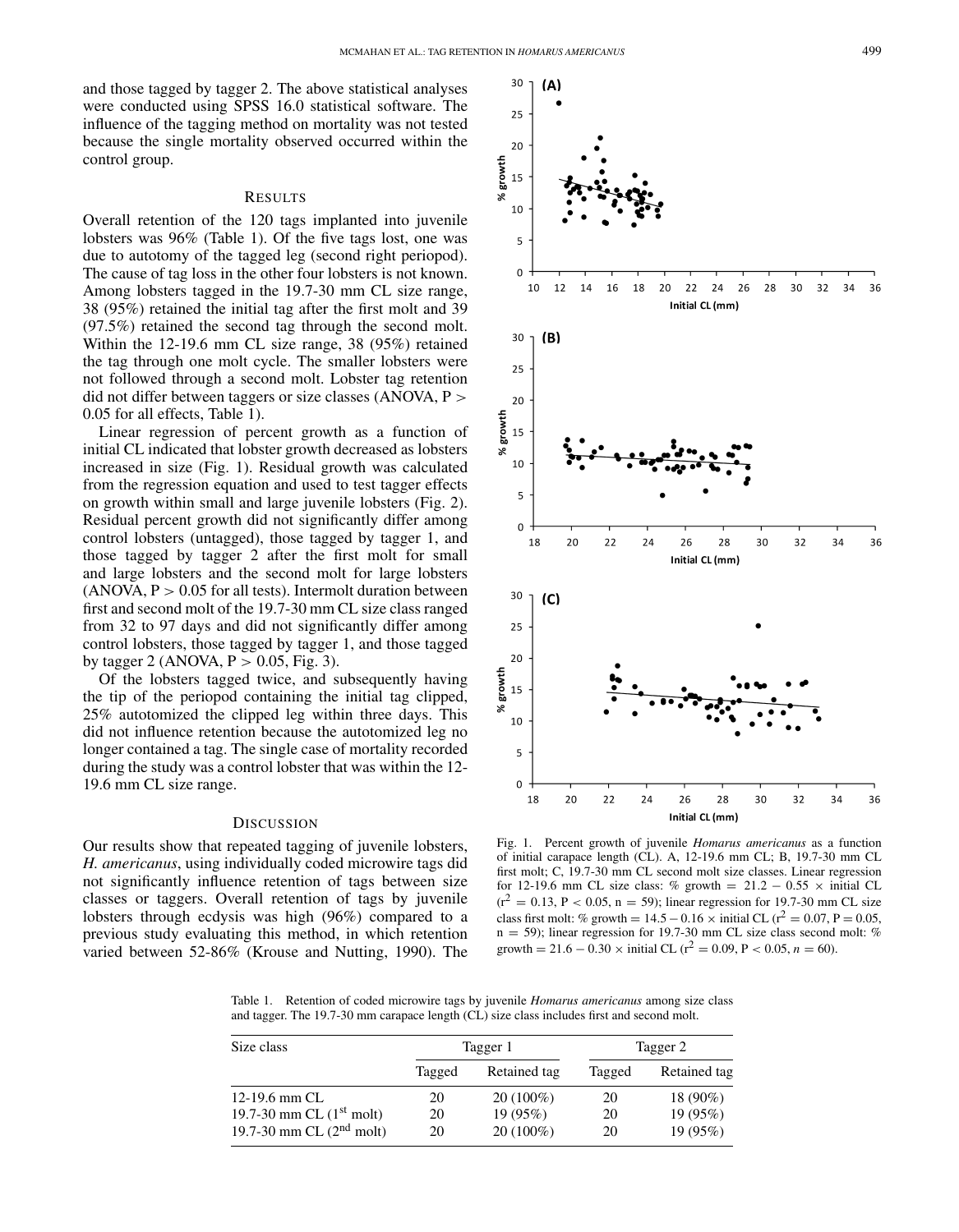and those tagged by tagger 2. The above statistical analyses were conducted using SPSS 16.0 statistical software. The influence of the tagging method on mortality was not tested because the single mortality observed occurred within the control group.

## Results

Overall retention of the 120 tags implanted into juvenile lobsters was 96% (Table 1). Of the five tags lost, one was due to autotomy of the tagged leg (second right periopod). The cause of tag loss in the other four lobsters is not known. Among lobsters tagged in the 19.7-30 mm CL size range, 38 (95%) retained the initial tag after the first molt and 39 (97.5%) retained the second tag through the second molt. Within the 12-19.6 mm CL size range, 38 (95%) retained the tag through one molt cycle. The smaller lobsters were not followed through a second molt. Lobster tag retention did not differ between taggers or size classes (ANOVA, $P > 0.05$ for all effects, Table 1).

Linear regression of percent growth as a function of initial CL indicated that lobster growth decreased as lobsters increased in size (Fig. 1). Residual growth was calculated from the regression equation and used to test tagger effects on growth within small and large juvenile lobsters (Fig. 2). Residual percent growth did not significantly differ among control lobsters (untagged), those tagged by tagger 1, and those tagged by tagger 2 after the first molt for small and large lobsters and the second molt for large lobsters (ANOVA, $P > 0.05$ for all tests). Intermolt duration between first and second molt of the 19.7-30 mm CL size class ranged from 32 to 97 days and did not significantly differ among control lobsters, those tagged by tagger 1, and those tagged by tagger 2 (ANOVA, $P > 0.05$, Fig. 3).

Of the lobsters tagged twice, and subsequently having the tip of the periopod containing the initial tag clipped, 25% autotomized the clipped leg within three days. This did not influence retention because the autotomized leg no longer contained a tag. The single case of mortality recorded during the study was a control lobster that was within the 12-19.6 mm CL size range.

## Discussion

Our results show that repeated tagging of juvenile lobsters, *H. americanus*, using individually coded microwire tags did not significantly influence retention of tags between size classes or taggers. Overall retention of tags by juvenile lobsters through ecdysis was high (96%) compared to a previous study evaluating this method, in which retention varied between 52-86% (Krouse and Nutting, 1990). The

Fig. 1. Percent growth of juvenile *Homarus americanus* as a function of initial carapace length (CL). A, 12-19.6 mm CL; B, 19.7-30 mm CL first molt; C, 19.7-30 mm CL second molt size classes. Linear regression for 12-19.6 mm CL size class: % growth = 21.2 − 0.55 × initial CL ($r^2 = 0.13$, $P < 0.05$, $n = 59$); linear regression for 19.7-30 mm CL size class first molt: % growth = 14.5 − 0.16 × initial CL ($r^2 = 0.07$, $P = 0.05$, $n = 59$); linear regression for 19.7-30 mm CL size class second molt: % growth = 21.6 − 0.30 × initial CL ($r^2 = 0.09$, $P < 0.05$, $n = 60$).

Table 1. Retention of coded microwire tags by juvenile *Homarus americanus* among size class and tagger. The 19.7-30 mm carapace length (CL) size class includes first and second molt.

| Size class | Tagger 1 | | Tagger 2 | |
|---|---|---|---|---|
| | Tagged | Retained tag | Tagged | Retained tag |
| 12-19.6 mm CL | 20 | 20 (100%) | 20 | 18 (90%) |
| 19.7-30 mm CL (1st molt) | 20 | 19 (95%) | 20 | 19 (95%) |
| 19.7-30 mm CL (2nd molt) | 20 | 20 (100%) | 20 | 19 (95%) |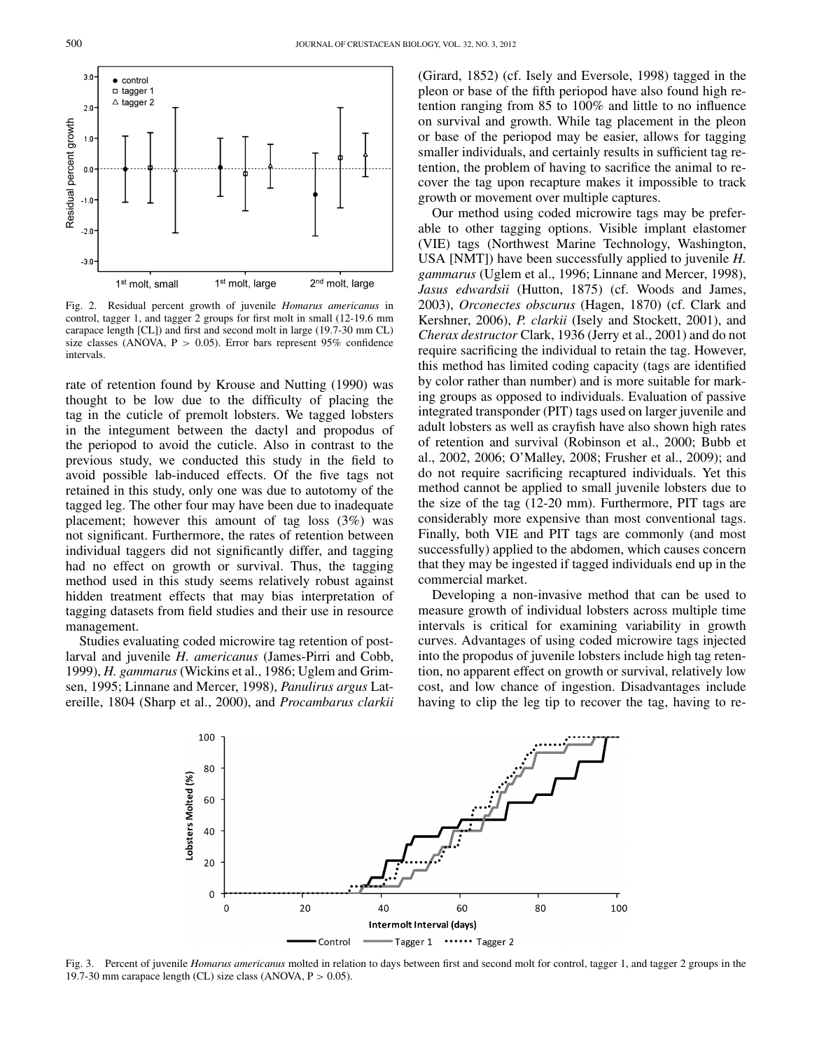Fig. 2. Residual percent growth of juvenile *Homarus americanus* in control, tagger 1, and tagger 2 groups for first molt in small (12-19.6 mm carapace length [CL]) and first and second molt in large (19.7-30 mm CL) size classes (ANOVA, $P > 0.05$). Error bars represent 95% confidence intervals.

rate of retention found by Krouse and Nutting (1990) was thought to be low due to the difficulty of placing the tag in the cuticle of premolt lobsters. We tagged lobsters in the integument between the dactyl and propodus of the periopod to avoid the cuticle. Also in contrast to the previous study, we conducted this study in the field to avoid possible lab-induced effects. Of the five tags not retained in this study, only one was due to autotomy of the tagged leg. The other four may have been due to inadequate placement; however this amount of tag loss (3%) was not significant. Furthermore, the rates of retention between individual taggers did not significantly differ, and tagging had no effect on growth or survival. Thus, the tagging method used in this study seems relatively robust against hidden treatment effects that may bias interpretation of tagging datasets from field studies and their use in resource management.

Studies evaluating coded microwire tag retention of post-larval and juvenile *H. americanus* (James-Pirri and Cobb, 1999), *H. gammarus* (Wickins et al., 1986; Uglem and Grimsen, 1995; Linnane and Mercer, 1998), *Panulirus argus* Latereille, 1804 (Sharp et al., 2000), and *Procambarus clarkii* (Girard, 1852) (cf. Isely and Eversole, 1998) tagged in the pleon or base of the fifth periopod have also found high retention ranging from 85 to 100% and little to no influence on survival and growth. While tag placement in the pleon or base of the periopod may be easier, allows for tagging smaller individuals, and certainly results in sufficient tag retention, the problem of having to sacrifice the animal to recover the tag upon recapture makes it impossible to track growth or movement over multiple captures.

Our method using coded microwire tags may be preferable to other tagging options. Visible implant elastomer (VIE) tags (Northwest Marine Technology, Washington, USA [NMT]) have been successfully applied to juvenile *H. gammarus* (Uglem et al., 1996; Linnane and Mercer, 1998), *Jasus edwardsii* (Hutton, 1875) (cf. Woods and James, 2003), *Orconectes obscurus* (Hagen, 1870) (cf. Clark and Kershner, 2006), *P. clarkii* (Isely and Stockett, 2001), and *Cherax destructor* Clark, 1936 (Jerry et al., 2001) and do not require sacrificing the individual to retain the tag. However, this method has limited coding capacity (tags are identified by color rather than number) and is more suitable for marking groups as opposed to individuals. Evaluation of passive integrated transponder (PIT) tags used on larger juvenile and adult lobsters as well as crayfish have also shown high rates of retention and survival (Robinson et al., 2000; Bubb et al., 2002, 2006; O'Malley, 2008; Frusher et al., 2009); and do not require sacrificing recaptured individuals. Yet this method cannot be applied to small juvenile lobsters due to the size of the tag (12-20 mm). Furthermore, PIT tags are considerably more expensive than most conventional tags. Finally, both VIE and PIT tags are commonly (and most successfully) applied to the abdomen, which causes concern that they may be ingested if tagged individuals end up in the commercial market.

Developing a non-invasive method that can be used to measure growth of individual lobsters across multiple time intervals is critical for examining variability in growth curves. Advantages of using coded microwire tags injected into the propodus of juvenile lobsters include high tag retention, no apparent effect on growth or survival, relatively low cost, and low chance of ingestion. Disadvantages include having to clip the leg tip to recover the tag, having to re-

Fig. 3. Percent of juvenile *Homarus americanus* molted in relation to days between first and second molt for control, tagger 1, and tagger 2 groups in the 19.7-30 mm carapace length (CL) size class (ANOVA, $P > 0.05$).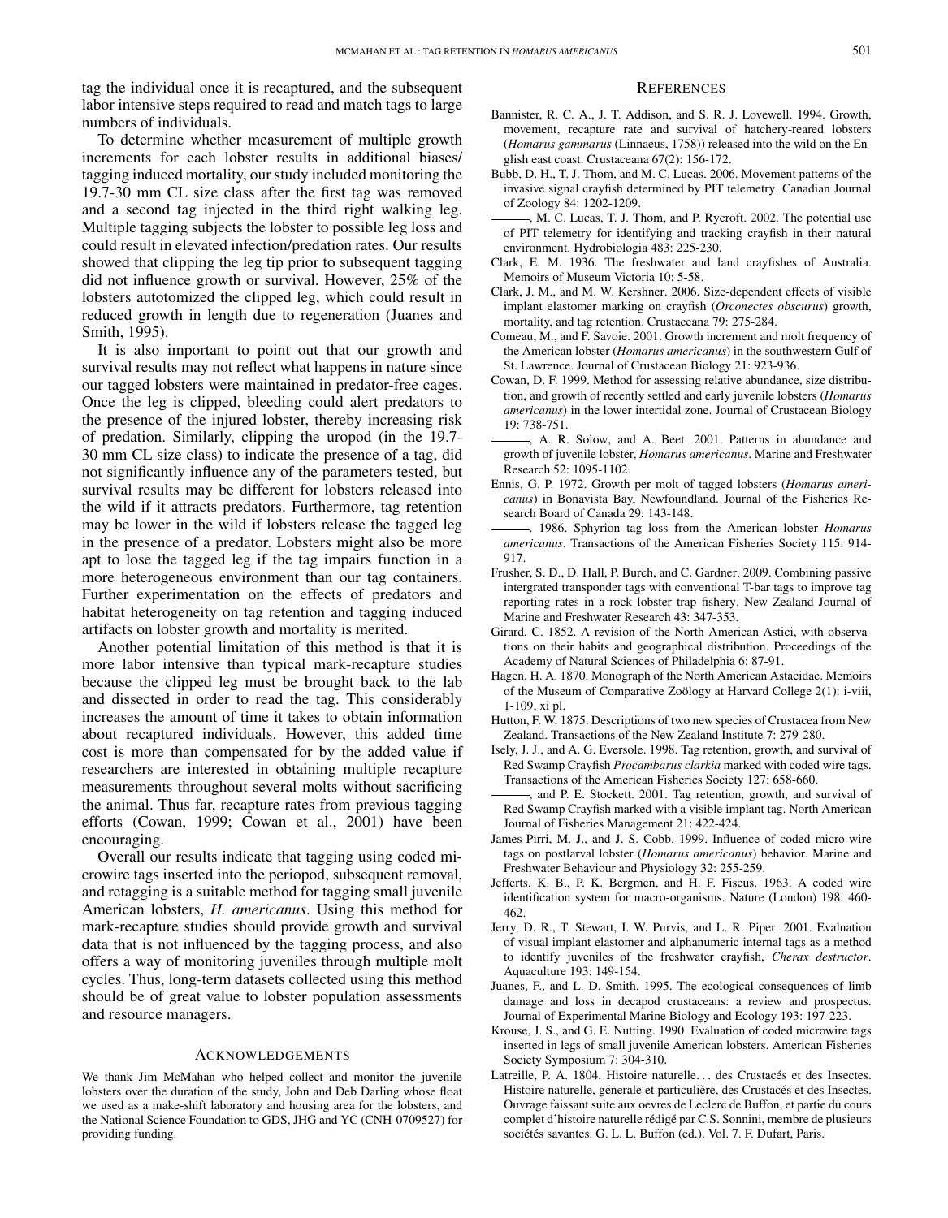tag the individual once it is recaptured, and the subsequent labor intensive steps required to read and match tags to large numbers of individuals.

To determine whether measurement of multiple growth increments for each lobster results in additional biases/tagging induced mortality, our study included monitoring the 19.7-30 mm CL size class after the first tag was removed and a second tag injected in the third right walking leg. Multiple tagging subjects the lobster to possible leg loss and could result in elevated infection/predation rates. Our results showed that clipping the leg tip prior to subsequent tagging did not influence growth or survival. However, 25% of the lobsters autotomized the clipped leg, which could result in reduced growth in length due to regeneration (Juanes and Smith, 1995).

It is also important to point out that our growth and survival results may not reflect what happens in nature since our tagged lobsters were maintained in predator-free cages. Once the leg is clipped, bleeding could alert predators to the presence of the injured lobster, thereby increasing risk of predation. Similarly, clipping the uropod (in the 19.7-30 mm CL size class) to indicate the presence of a tag, did not significantly influence any of the parameters tested, but survival results may be different for lobsters released into the wild if it attracts predators. Furthermore, tag retention may be lower in the wild if lobsters release the tagged leg in the presence of a predator. Lobsters might also be more apt to lose the tagged leg if the tag impairs function in a more heterogeneous environment than our tag containers. Further experimentation on the effects of predators and habitat heterogeneity on tag retention and tagging induced artifacts on lobster growth and mortality is merited.

Another potential limitation of this method is that it is more labor intensive than typical mark-recapture studies because the clipped leg must be brought back to the lab and dissected in order to read the tag. This considerably increases the amount of time it takes to obtain information about recaptured individuals. However, this added time cost is more than compensated for by the added value if researchers are interested in obtaining multiple recapture measurements throughout several molts without sacrificing the animal. Thus far, recapture rates from previous tagging efforts (Cowan, 1999; Cowan et al., 2001) have been encouraging.

Overall our results indicate that tagging using coded microwire tags inserted into the periopod, subsequent removal, and retagging is a suitable method for tagging small juvenile American lobsters, *H. americanus*. Using this method for mark-recapture studies should provide growth and survival data that is not influenced by the tagging process, and also offers a way of monitoring juveniles through multiple molt cycles. Thus, long-term datasets collected using this method should be of great value to lobster population assessments and resource managers.

## Acknowledgements

We thank Jim McMahan who helped collect and monitor the juvenile lobsters over the duration of the study, John and Deb Darling whose float we used as a make-shift laboratory and housing area for the lobsters, and the National Science Foundation to GDS, JHG and YC (CNH-0709527) for providing funding.

## References

Bannister, R. C. A., J. T. Addison, and S. R. J. Lovewell. 1994. Growth, movement, recapture rate and survival of hatchery-reared lobsters (*Homarus gammarus* (Linnaeus, 1758)) released into the wild on the English east coast. Crustaceana 67(2): 156-172.

Bubb, D. H., T. J. Thom, and M. C. Lucas. 2006. Movement patterns of the invasive signal crayfish determined by PIT telemetry. Canadian Journal of Zoology 84: 1202-1209.

———, M. C. Lucas, T. J. Thom, and P. Rycroft. 2002. The potential use of PIT telemetry for identifying and tracking crayfish in their natural environment. Hydrobiologia 483: 225-230.

Clark, E. M. 1936. The freshwater and land crayfishes of Australia. Memoirs of Museum Victoria 10: 5-58.

Clark, J. M., and M. W. Kershner. 2006. Size-dependent effects of visible implant elastomer marking on crayfish (*Orconectes obscurus*) growth, mortality, and tag retention. Crustaceana 79: 275-284.

Comeau, M., and F. Savoie. 2001. Growth increment and molt frequency of the American lobster (*Homarus americanus*) in the southwestern Gulf of St. Lawrence. Journal of Crustacean Biology 21: 923-936.

Cowan, D. F. 1999. Method for assessing relative abundance, size distribution, and growth of recently settled and early juvenile lobsters (*Homarus americanus*) in the lower intertidal zone. Journal of Crustacean Biology 19: 738-751.

———, A. R. Solow, and A. Beet. 2001. Patterns in abundance and growth of juvenile lobster, *Homarus americanus*. Marine and Freshwater Research 52: 1095-1102.

Ennis, G. P. 1972. Growth per molt of tagged lobsters (*Homarus americanus*) in Bonavista Bay, Newfoundland. Journal of the Fisheries Research Board of Canada 29: 143-148.

———. 1986. Sphyrion tag loss from the American lobster *Homarus americanus*. Transactions of the American Fisheries Society 115: 914-917.

Frusher, S. D., D. Hall, P. Burch, and C. Gardner. 2009. Combining passive intergrated transponder tags with conventional T-bar tags to improve tag reporting rates in a rock lobster trap fishery. New Zealand Journal of Marine and Freshwater Research 43: 347-353.

Girard, C. 1852. A revision of the North American Astici, with observations on their habits and geographical distribution. Proceedings of the Academy of Natural Sciences of Philadelphia 6: 87-91.

Hagen, H. A. 1870. Monograph of the North American Astacidae. Memoirs of the Museum of Comparative Zoölogy at Harvard College 2(1): i-viii, 1-109, xi pl.

Hutton, F. W. 1875. Descriptions of two new species of Crustacea from New Zealand. Transactions of the New Zealand Institute 7: 279-280.

Isely, J. J., and A. G. Eversole. 1998. Tag retention, growth, and survival of Red Swamp Crayfish *Procambarus clarkia* marked with coded wire tags. Transactions of the American Fisheries Society 127: 658-660.

———, and P. E. Stockett. 2001. Tag retention, growth, and survival of Red Swamp Crayfish marked with a visible implant tag. North American Journal of Fisheries Management 21: 422-424.

James-Pirri, M. J., and J. S. Cobb. 1999. Influence of coded micro-wire tags on postlarval lobster (*Homarus americanus*) behavior. Marine and Freshwater Behaviour and Physiology 32: 255-259.

Jefferts, K. B., P. K. Bergmen, and H. F. Fiscus. 1963. A coded wire identification system for macro-organisms. Nature (London) 198: 460-462.

Jerry, D. R., T. Stewart, I. W. Purvis, and L. R. Piper. 2001. Evaluation of visual implant elastomer and alphanumeric internal tags as a method to identify juveniles of the freshwater crayfish, *Cherax destructor*. Aquaculture 193: 149-154.

Juanes, F., and L. D. Smith. 1995. The ecological consequences of limb damage and loss in decapod crustaceans: a review and prospectus. Journal of Experimental Marine Biology and Ecology 193: 197-223.

Krouse, J. S., and G. E. Nutting. 1990. Evaluation of coded microwire tags inserted in legs of small juvenile American lobsters. American Fisheries Society Symposium 7: 304-310.

Latreille, P. A. 1804. Histoire naturelle... des Crustacés et des Insectes. Histoire naturelle, génerale et particulière, des Crustacés et des Insectes. Ouvrage faisant suite aux oevres de Leclerc de Buffon, et partie du cours complet d'histoire naturelle rédigé par C.S. Sonnini, membre de plusieurs sociétés savantes. G. L. L. Buffon (ed.). Vol. 7. F. Dufart, Paris.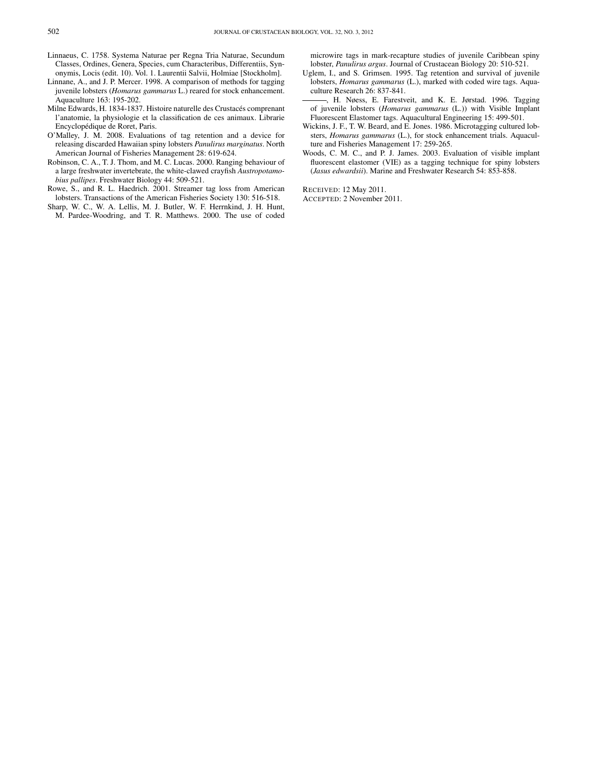Linnaeus, C. 1758. Systema Naturae per Regna Tria Naturae, Secundum Classes, Ordines, Genera, Species, cum Characteribus, Differentiis, Synonymis, Locis (edit. 10). Vol. 1. Laurentii Salvii, Holmiae [Stockholm].

Linnane, A., and J. P. Mercer. 1998. A comparison of methods for tagging juvenile lobsters (*Homarus gammarus* L.) reared for stock enhancement. Aquaculture 163: 195-202.

Milne Edwards, H. 1834-1837. Histoire naturelle des Crustacés comprenant l'anatomie, la physiologie et la classification de ces animaux. Librarie Encyclopédique de Roret, Paris.

O'Malley, J. M. 2008. Evaluations of tag retention and a device for releasing discarded Hawaiian spiny lobsters *Panulirus marginatus*. North American Journal of Fisheries Management 28: 619-624.

Robinson, C. A., T. J. Thom, and M. C. Lucas. 2000. Ranging behaviour of a large freshwater invertebrate, the white-clawed crayfish *Austropotamobius pallipes*. Freshwater Biology 44: 509-521.

Rowe, S., and R. L. Haedrich. 2001. Streamer tag loss from American lobsters. Transactions of the American Fisheries Society 130: 516-518.

Sharp, W. C., W. A. Lellis, M. J. Butler, W. F. Herrnkind, J. H. Hunt, M. Pardee-Woodring, and T. R. Matthews. 2000. The use of coded microwire tags in mark-recapture studies of juvenile Caribbean spiny lobster, *Panulirus argus*. Journal of Crustacean Biology 20: 510-521.

Uglem, I., and S. Grimsen. 1995. Tag retention and survival of juvenile lobsters, *Homarus gammarus* (L.), marked with coded wire tags. Aquaculture Research 26: 837-841.

———, H. Nøess, E. Farestveit, and K. E. Jørstad. 1996. Tagging of juvenile lobsters (*Homarus gammarus* (L.)) with Visible Implant Fluorescent Elastomer tags. Aquacultural Engineering 15: 499-501.

Wickins, J. F., T. W. Beard, and E. Jones. 1986. Microtagging cultured lobsters, *Homarus gammarus* (L.), for stock enhancement trials. Aquaculture and Fisheries Management 17: 259-265.

Woods, C. M. C., and P. J. James. 2003. Evaluation of visible implant fluorescent elastomer (VIE) as a tagging technique for spiny lobsters (*Jasus edwardsii*). Marine and Freshwater Research 54: 853-858.

RECEIVED: 12 May 2011.
ACCEPTED: 2 November 2011.